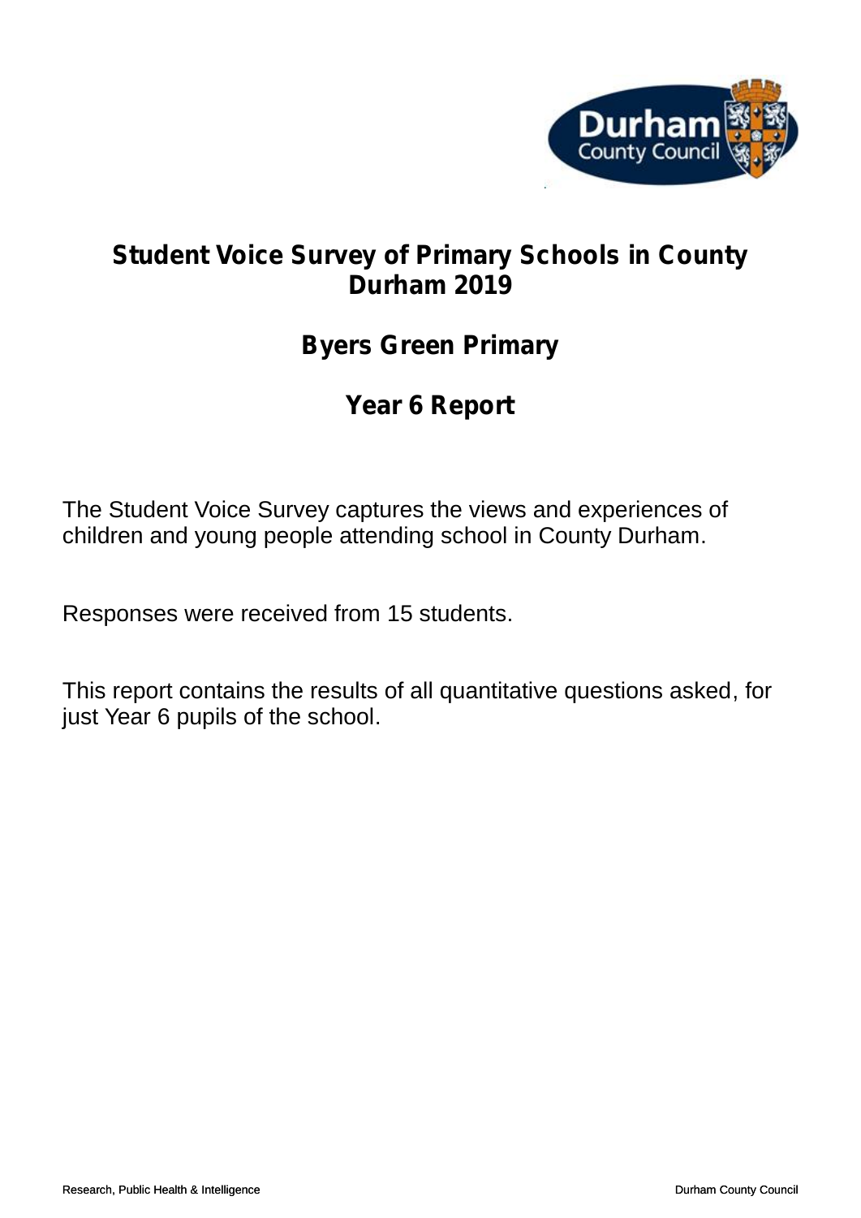# Student Voice Survey of Primary Schools in County Durham 2019

## Byers Green Primary

## Year 6 Report

The Student Voice Survey captures the views and experiences of children and young people attending school in County Durham.

Responses were received from 15 students.

This report contains the results of all quantitative questions asked, for just Year 6 pupils of the school.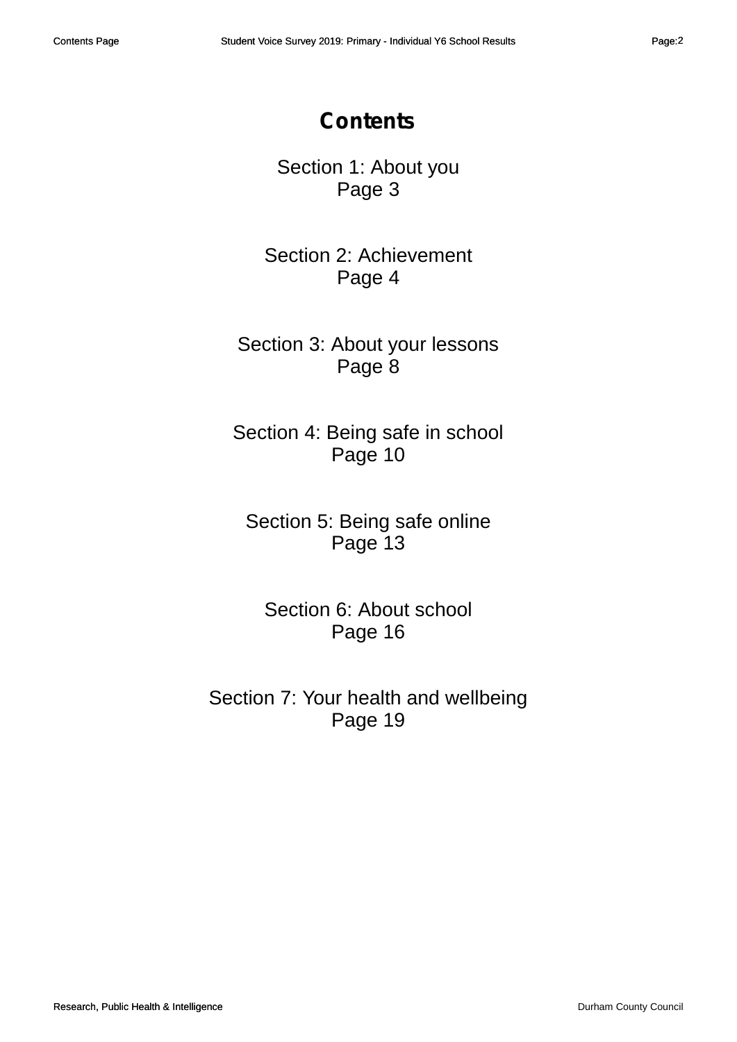# Contents

Section 1: About you
Page 3

Section 2: Achievement
Page 4

Section 3: About your lessons
Page 8

Section 4: Being safe in school
Page 10

Section 5: Being safe online
Page 13

Section 6: About school
Page 16

Section 7: Your health and wellbeing
Page 19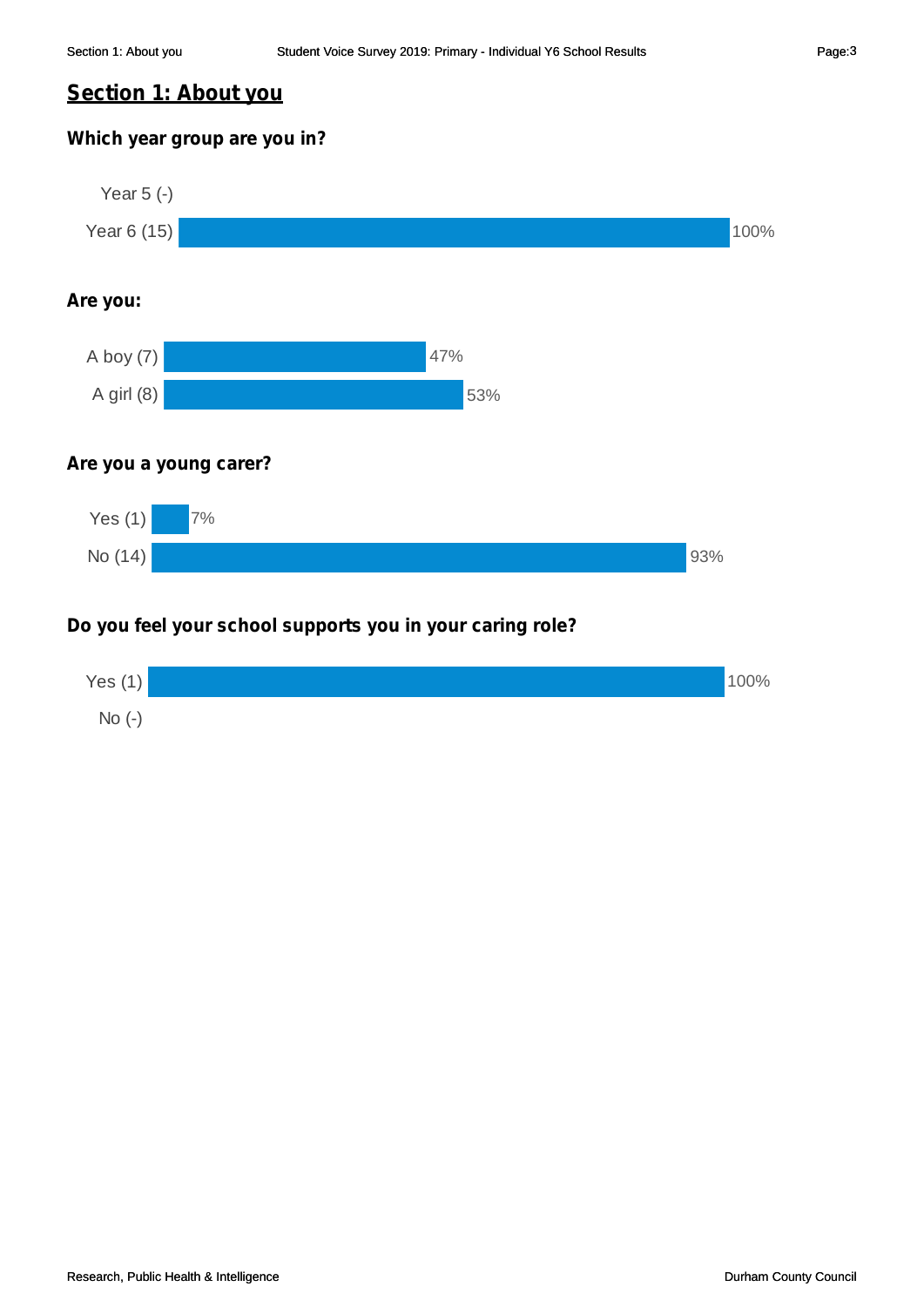# Section 1: About you

### Which year group are you in?

Year 5 (-)

Year 6 (15) 100%

### Are you:

A boy (7) 47%

A girl (8) 53%

### Are you a young carer?

Yes (1) 7%

No (14) 93%

### Do you feel your school supports you in your caring role?

Yes (1) 100%

No (-)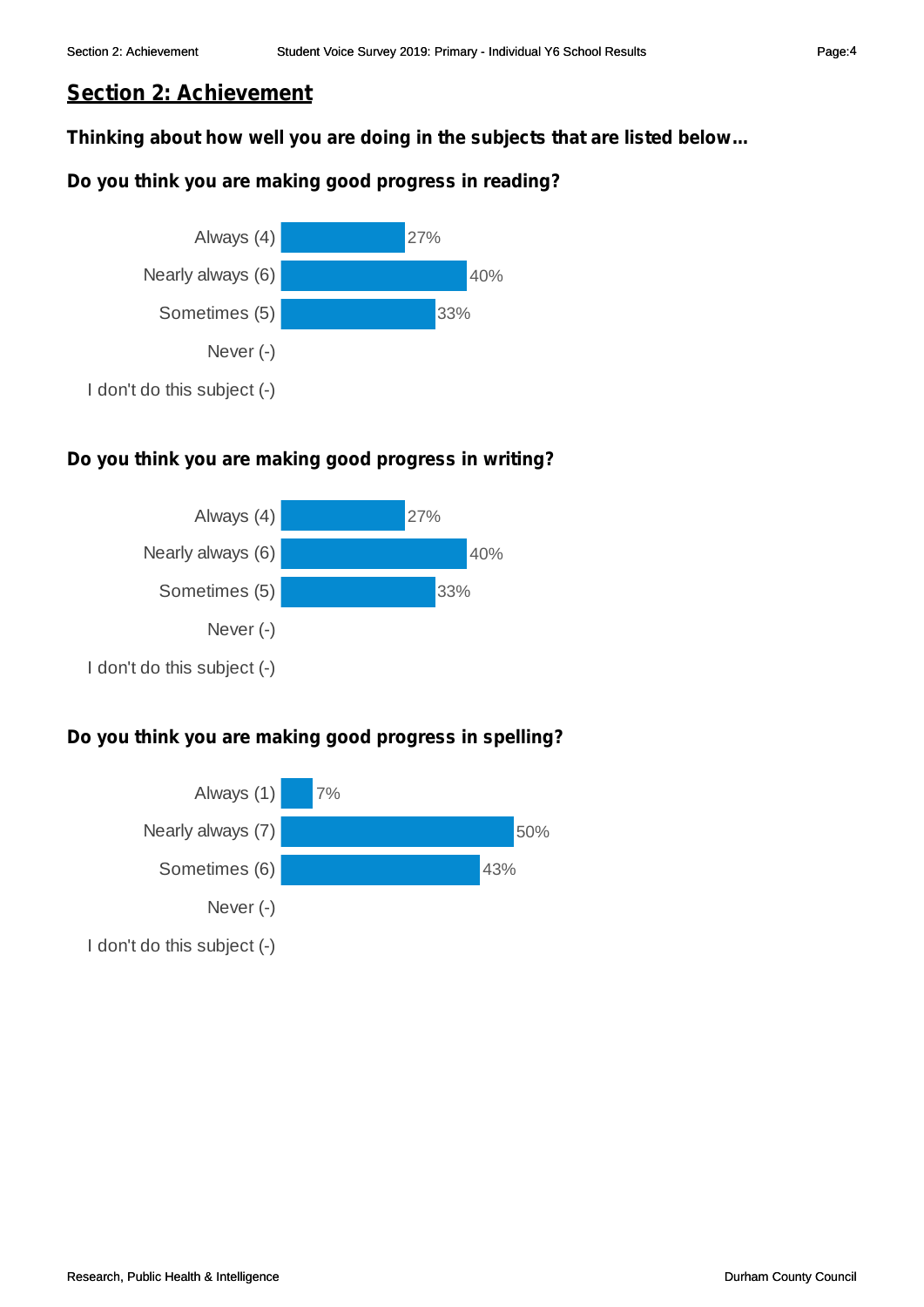## Section 2: Achievement

**Thinking about how well you are doing in the subjects that are listed below...**

**Do you think you are making good progress in reading?**

Always (4) 27%
Nearly always (6) 40%
Sometimes (5) 33%
Never (-)
I don't do this subject (-)

**Do you think you are making good progress in writing?**

Always (4) 27%
Nearly always (6) 40%
Sometimes (5) 33%
Never (-)
I don't do this subject (-)

**Do you think you are making good progress in spelling?**

Always (1) 7%
Nearly always (7) 50%
Sometimes (6) 43%
Never (-)
I don't do this subject (-)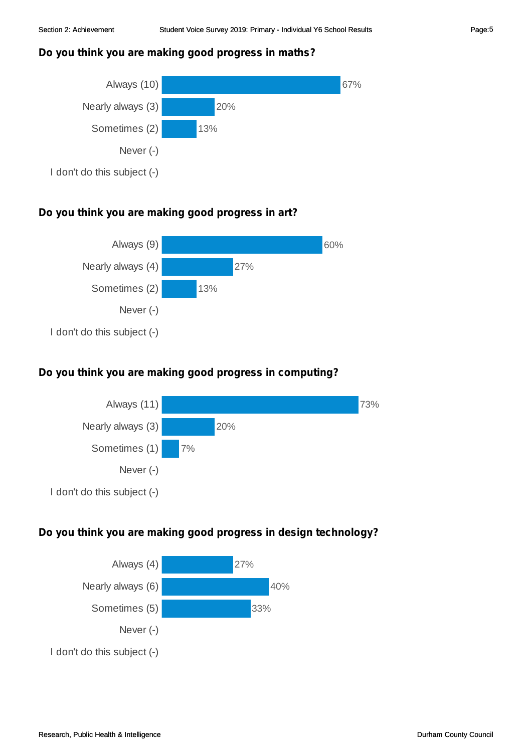### Do you think you are making good progress in maths?

Always (10) 67%
Nearly always (3) 20%
Sometimes (2) 13%
Never (-)
I don't do this subject (-)

### Do you think you are making good progress in art?

Always (9) 60%
Nearly always (4) 27%
Sometimes (2) 13%
Never (-)
I don't do this subject (-)

### Do you think you are making good progress in computing?

Always (11) 73%
Nearly always (3) 20%
Sometimes (1) 7%
Never (-)
I don't do this subject (-)

### Do you think you are making good progress in design technology?

Always (4) 27%
Nearly always (6) 40%
Sometimes (5) 33%
Never (-)
I don't do this subject (-)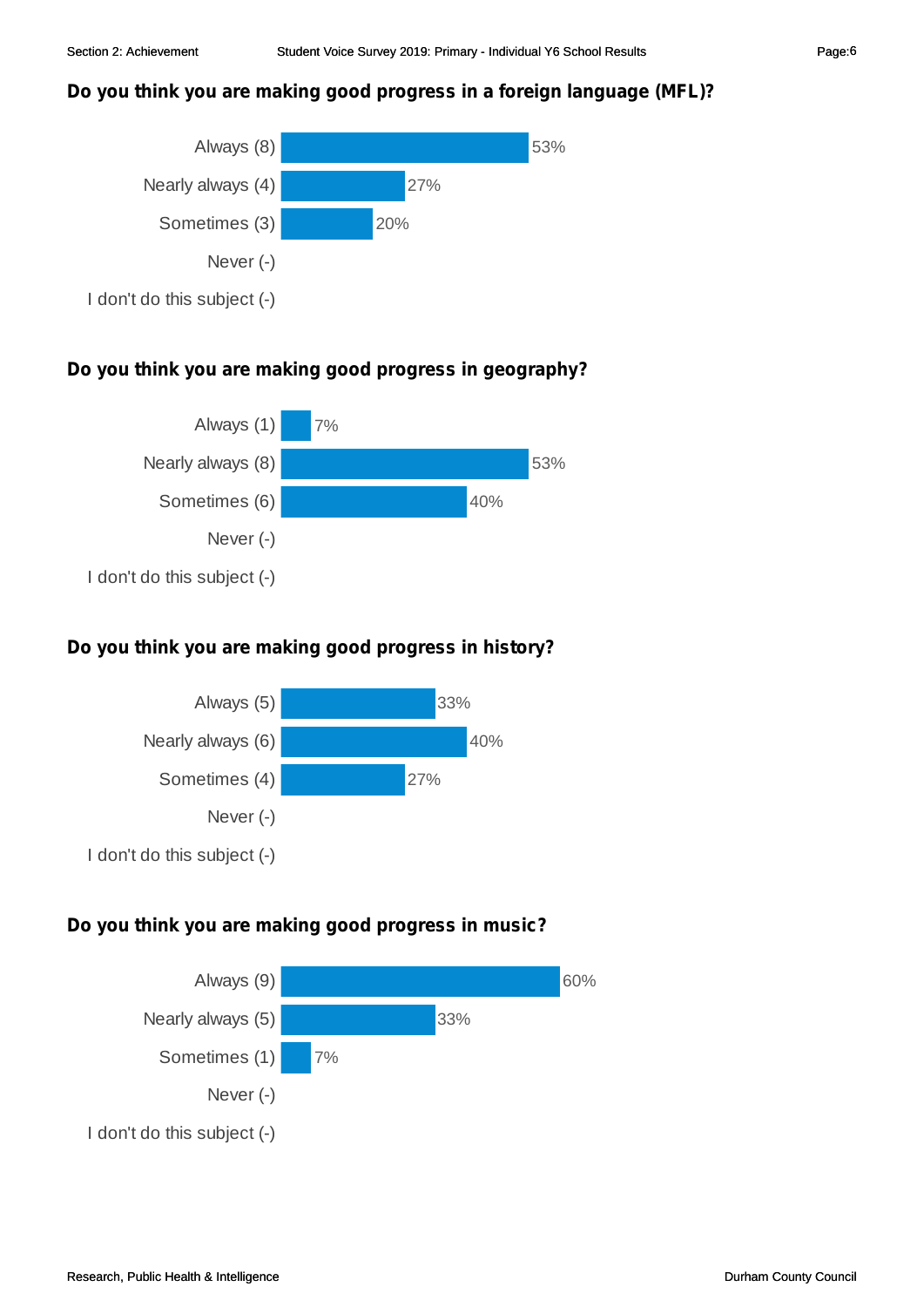## Do you think you are making good progress in a foreign language (MFL)?

Always (8) 53%
Nearly always (4) 27%
Sometimes (3) 20%
Never (-)
I don't do this subject (-)

## Do you think you are making good progress in geography?

Always (1) 7%
Nearly always (8) 53%
Sometimes (6) 40%
Never (-)
I don't do this subject (-)

## Do you think you are making good progress in history?

Always (5) 33%
Nearly always (6) 40%
Sometimes (4) 27%
Never (-)
I don't do this subject (-)

## Do you think you are making good progress in music?

Always (9) 60%
Nearly always (5) 33%
Sometimes (1) 7%
Never (-)
I don't do this subject (-)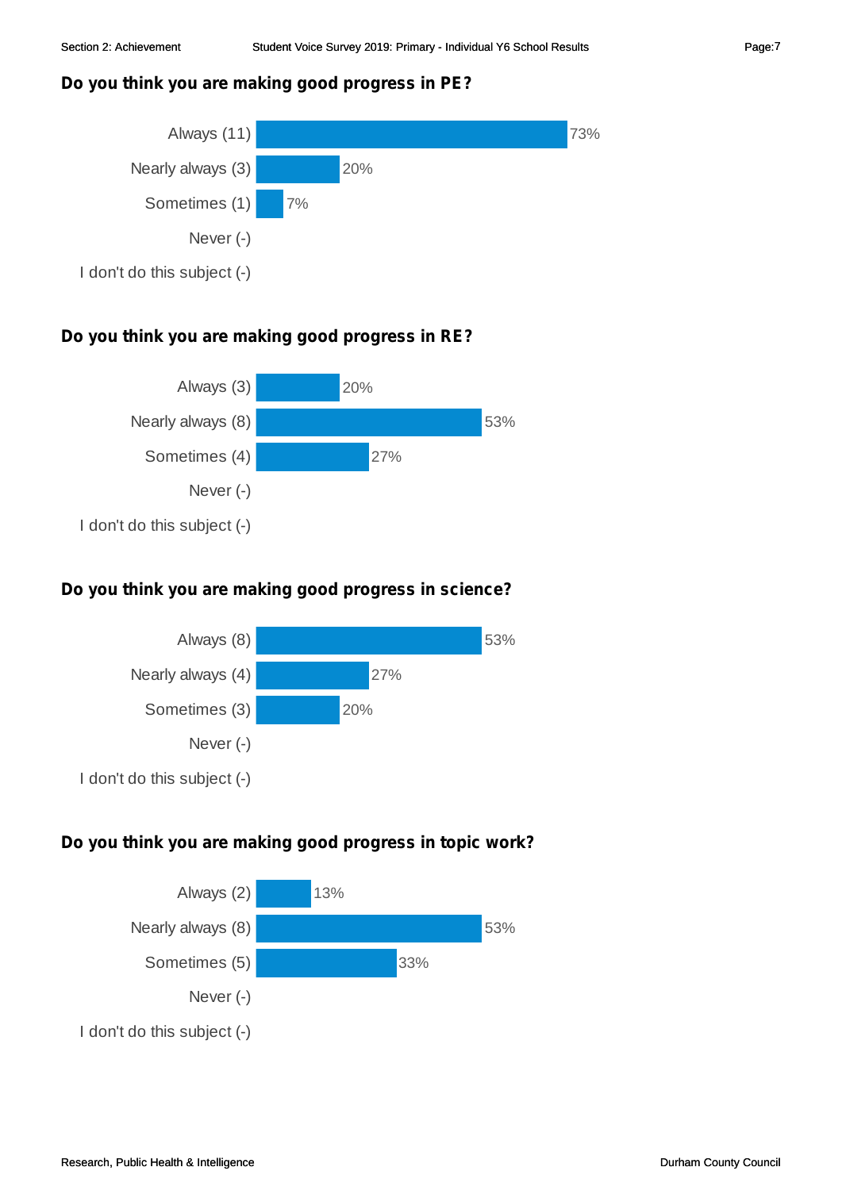## Do you think you are making good progress in PE?

Always (11) 73%

Nearly always (3) 20%

Sometimes (1) 7%

Never (-)

I don't do this subject (-)

## Do you think you are making good progress in RE?

Always (3) 20%

Nearly always (8) 53%

Sometimes (4) 27%

Never (-)

I don't do this subject (-)

## Do you think you are making good progress in science?

Always (8) 53%

Nearly always (4) 27%

Sometimes (3) 20%

Never (-)

I don't do this subject (-)

## Do you think you are making good progress in topic work?

Always (2) 13%

Nearly always (8) 53%

Sometimes (5) 33%

Never (-)

I don't do this subject (-)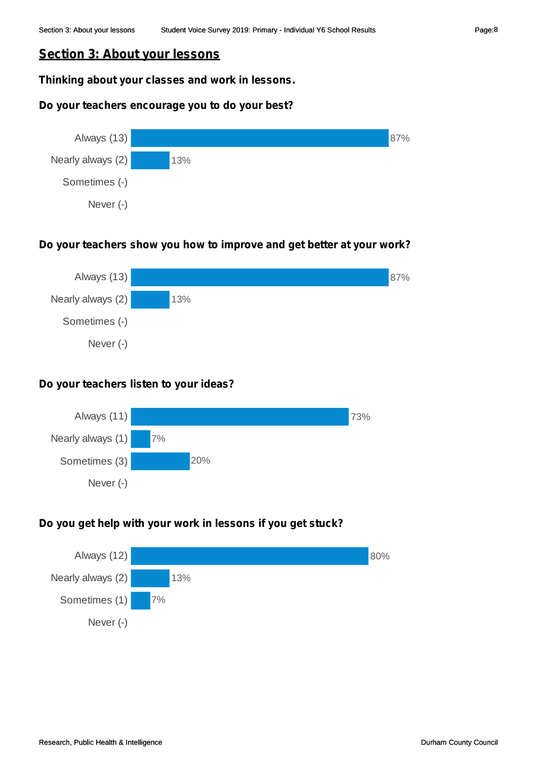## Section 3: About your lessons

**Thinking about your classes and work in lessons.**

**Do your teachers encourage you to do your best?**

Always (13) 87%
Nearly always (2) 13%
Sometimes (-)
Never (-)

**Do your teachers show you how to improve and get better at your work?**

Always (13) 87%
Nearly always (2) 13%
Sometimes (-)
Never (-)

**Do your teachers listen to your ideas?**

Always (11) 73%
Nearly always (1) 7%
Sometimes (3) 20%
Never (-)

**Do you get help with your work in lessons if you get stuck?**

Always (12) 80%
Nearly always (2) 13%
Sometimes (1) 7%
Never (-)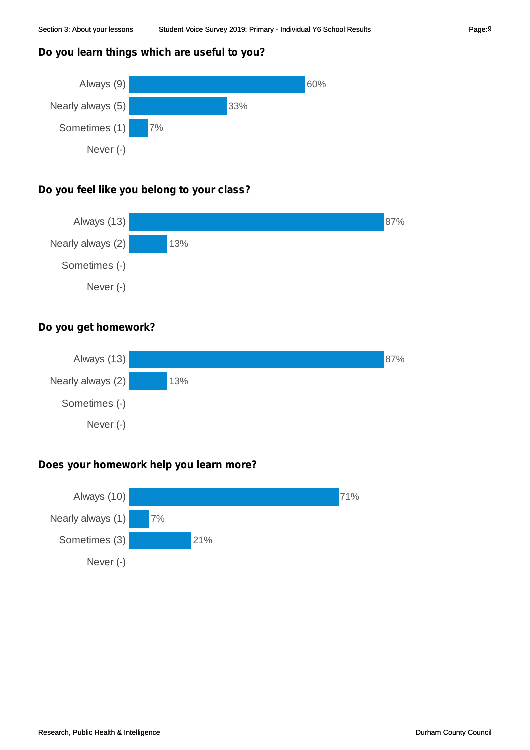### Do you learn things which are useful to you?

Always (9) 60%
Nearly always (5) 33%
Sometimes (1) 7%
Never (-)

### Do you feel like you belong to your class?

Always (13) 87%
Nearly always (2) 13%
Sometimes (-)
Never (-)

### Do you get homework?

Always (13) 87%
Nearly always (2) 13%
Sometimes (-)
Never (-)

### Does your homework help you learn more?

Always (10) 71%
Nearly always (1) 7%
Sometimes (3) 21%
Never (-)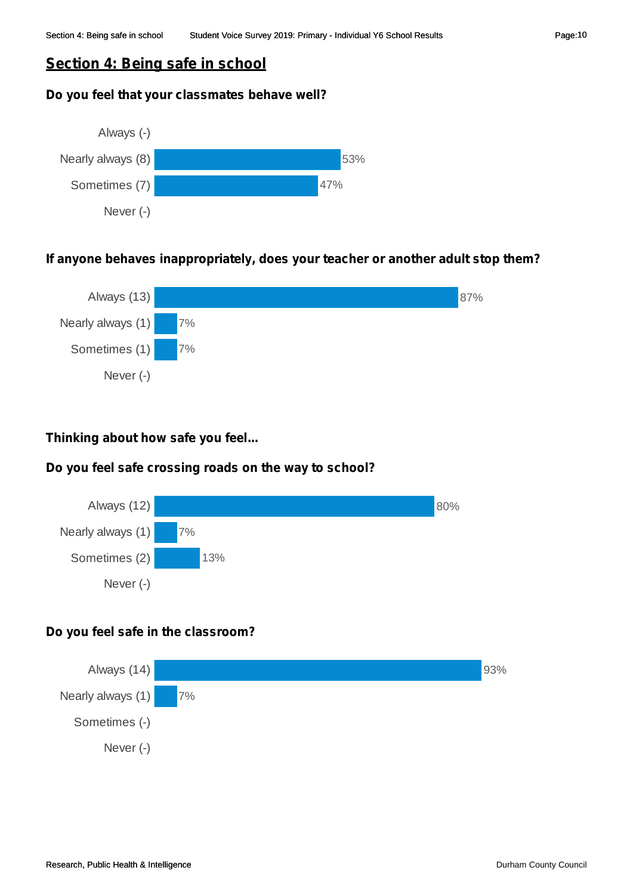## Section 4: Being safe in school

### Do you feel that your classmates behave well?

Always (-)
Nearly always (8) 53%
Sometimes (7) 47%
Never (-)

### If anyone behaves inappropriately, does your teacher or another adult stop them?

Always (13) 87%
Nearly always (1) 7%
Sometimes (1) 7%
Never (-)

### Thinking about how safe you feel...

### Do you feel safe crossing roads on the way to school?

Always (12) 80%
Nearly always (1) 7%
Sometimes (2) 13%
Never (-)

### Do you feel safe in the classroom?

Always (14) 93%
Nearly always (1) 7%
Sometimes (-)
Never (-)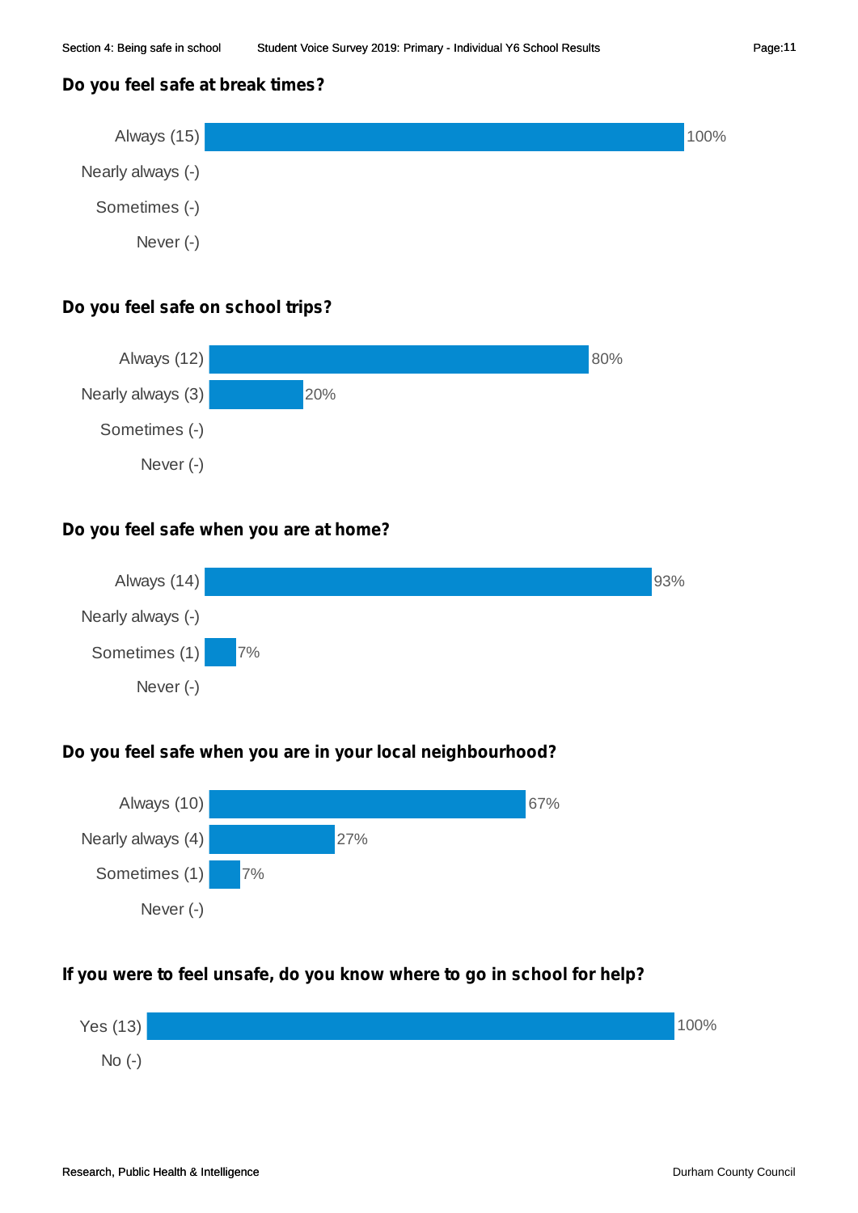### Do you feel safe at break times?

Always (15) 100%
Nearly always (-)
Sometimes (-)
Never (-)

### Do you feel safe on school trips?

Always (12) 80%
Nearly always (3) 20%
Sometimes (-)
Never (-)

### Do you feel safe when you are at home?

Always (14) 93%
Nearly always (-)
Sometimes (1) 7%
Never (-)

### Do you feel safe when you are in your local neighbourhood?

Always (10) 67%
Nearly always (4) 27%
Sometimes (1) 7%
Never (-)

### If you were to feel unsafe, do you know where to go in school for help?

Yes (13) 100%
No (-)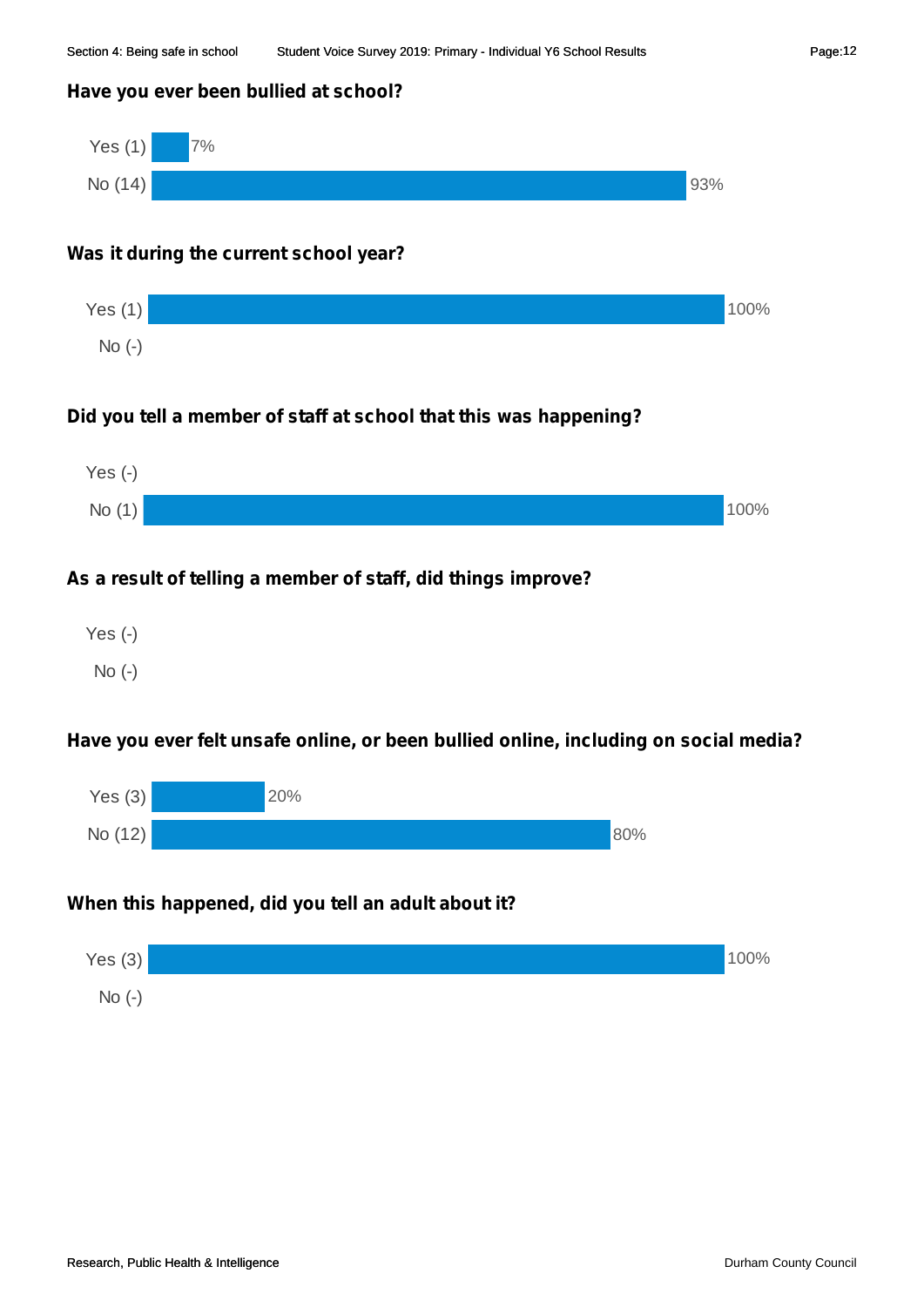### Have you ever been bullied at school?

Yes (1) 7%

No (14) 93%

### Was it during the current school year?

Yes (1) 100%

No (-)

### Did you tell a member of staff at school that this was happening?

Yes (-)

No (1) 100%

### As a result of telling a member of staff, did things improve?

Yes (-)

No (-)

### Have you ever felt unsafe online, or been bullied online, including on social media?

Yes (3) 20%

No (12) 80%

### When this happened, did you tell an adult about it?

Yes (3) 100%

No (-)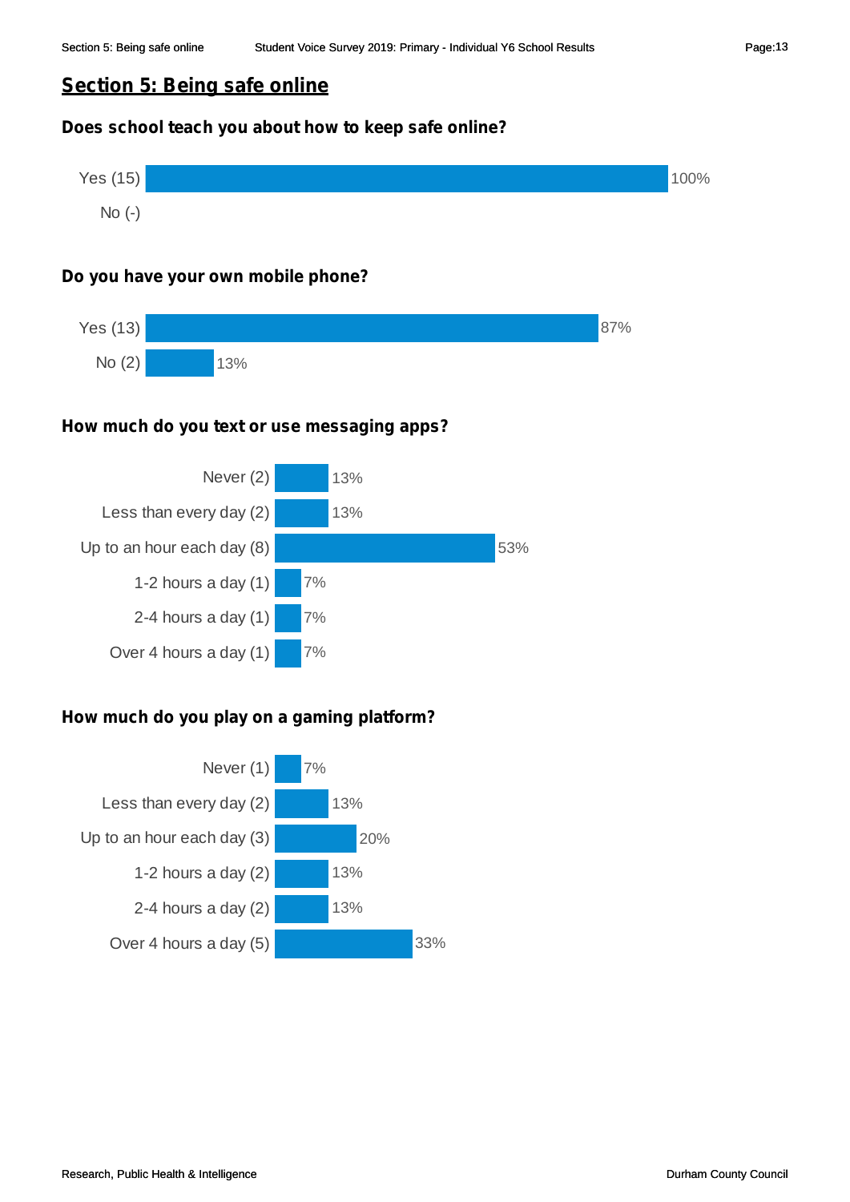# Section 5: Being safe online

## Does school teach you about how to keep safe online?

Yes (15) 100%

No (-)

## Do you have your own mobile phone?

Yes (13) 87%

No (2) 13%

## How much do you text or use messaging apps?

Never (2) 13%

Less than every day (2) 13%

Up to an hour each day (8) 53%

1-2 hours a day (1) 7%

2-4 hours a day (1) 7%

Over 4 hours a day (1) 7%

## How much do you play on a gaming platform?

Never (1) 7%

Less than every day (2) 13%

Up to an hour each day (3) 20%

1-2 hours a day (2) 13%

2-4 hours a day (2) 13%

Over 4 hours a day (5) 33%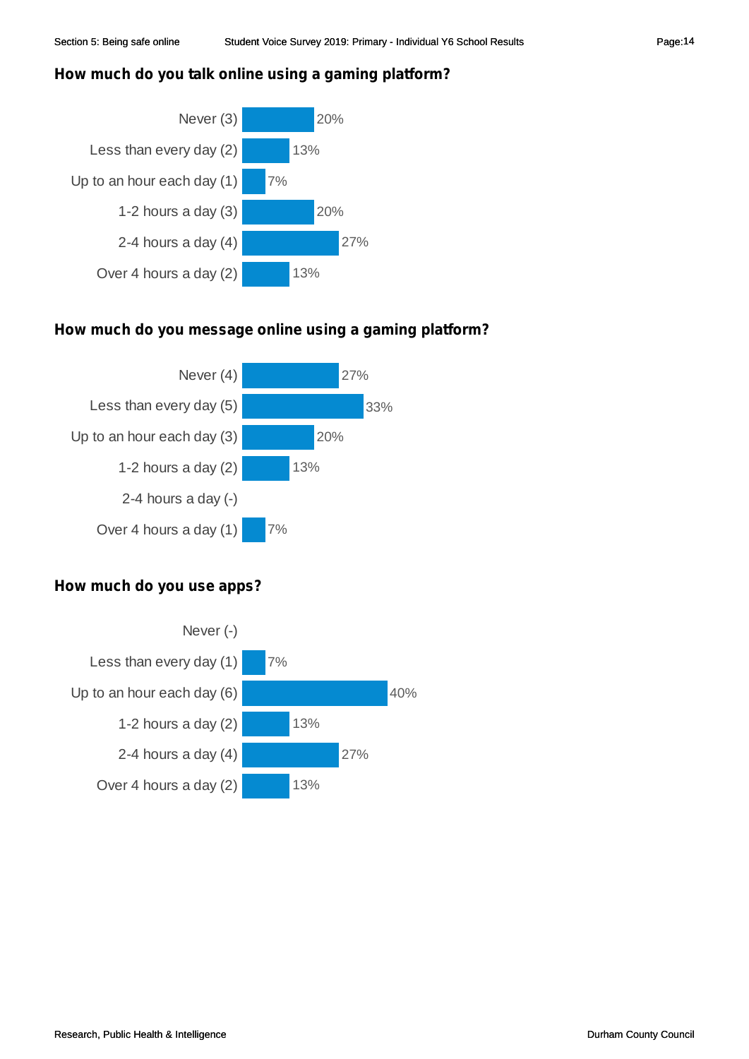## How much do you talk online using a gaming platform?

Never (3) 20%
Less than every day (2) 13%
Up to an hour each day (1) 7%
1-2 hours a day (3) 20%
2-4 hours a day (4) 27%
Over 4 hours a day (2) 13%

## How much do you message online using a gaming platform?

Never (4) 27%
Less than every day (5) 33%
Up to an hour each day (3) 20%
1-2 hours a day (2) 13%
2-4 hours a day (-)
Over 4 hours a day (1) 7%

## How much do you use apps?

Never (-)
Less than every day (1) 7%
Up to an hour each day (6) 40%
1-2 hours a day (2) 13%
2-4 hours a day (4) 27%
Over 4 hours a day (2) 13%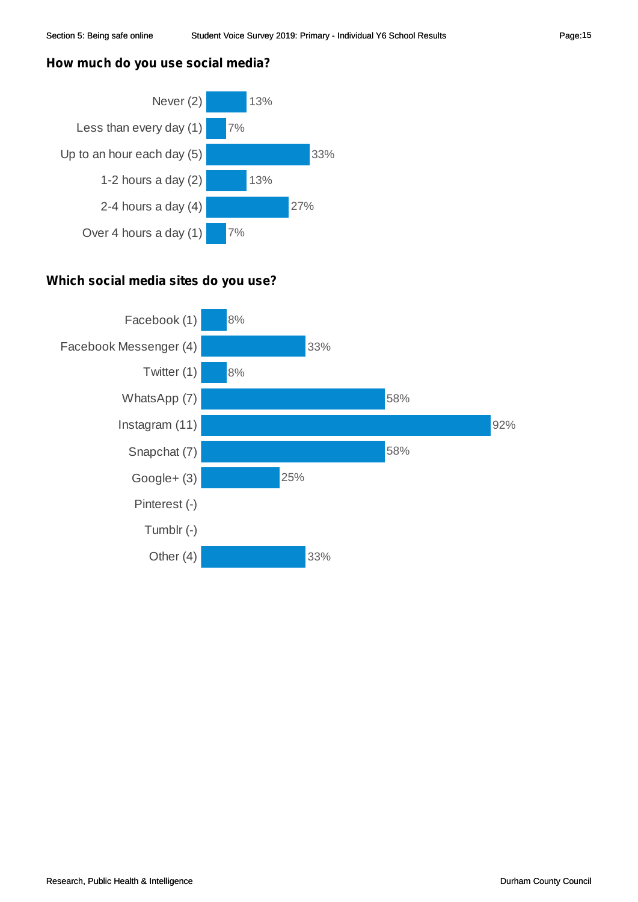## How much do you use social media?

Never (2) 13%
Less than every day (1) 7%
Up to an hour each day (5) 33%
1-2 hours a day (2) 13%
2-4 hours a day (4) 27%
Over 4 hours a day (1) 7%

## Which social media sites do you use?

Facebook (1) 8%
Facebook Messenger (4) 33%
Twitter (1) 8%
WhatsApp (7) 58%
Instagram (11) 92%
Snapchat (7) 58%
Google+ (3) 25%
Pinterest (-)
Tumblr (-)
Other (4) 33%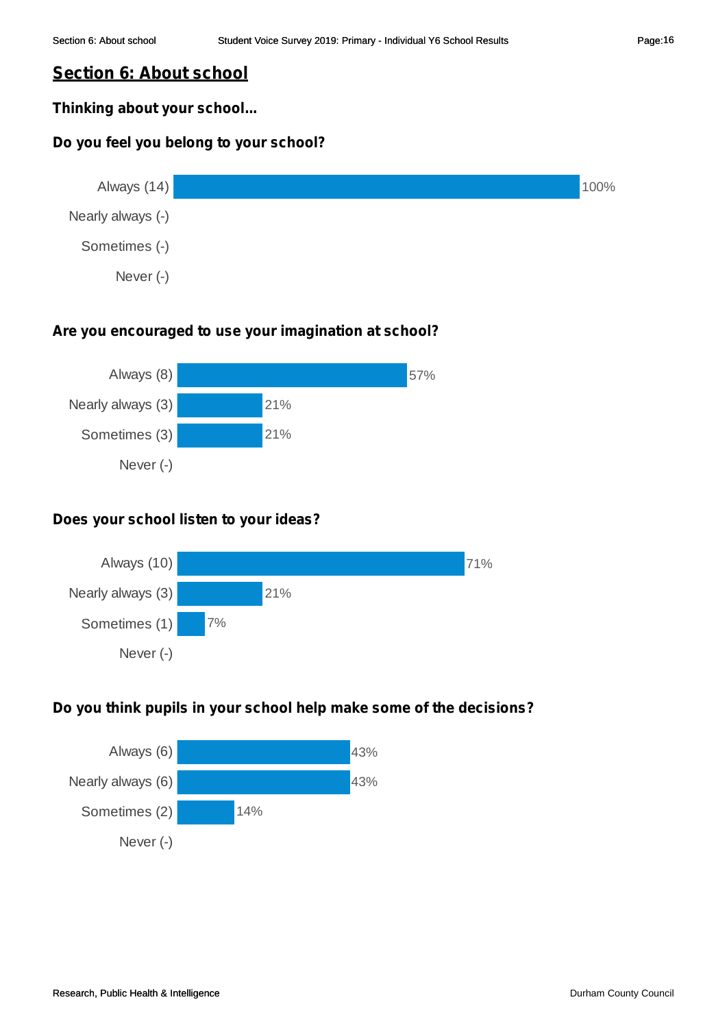## Section 6: About school

### Thinking about your school...

### Do you feel you belong to your school?

Always (14) 100%

Nearly always (-)

Sometimes (-)

Never (-)

### Are you encouraged to use your imagination at school?

Always (8) 57%

Nearly always (3) 21%

Sometimes (3) 21%

Never (-)

### Does your school listen to your ideas?

Always (10) 71%

Nearly always (3) 21%

Sometimes (1) 7%

Never (-)

### Do you think pupils in your school help make some of the decisions?

Always (6) 43%

Nearly always (6) 43%

Sometimes (2) 14%

Never (-)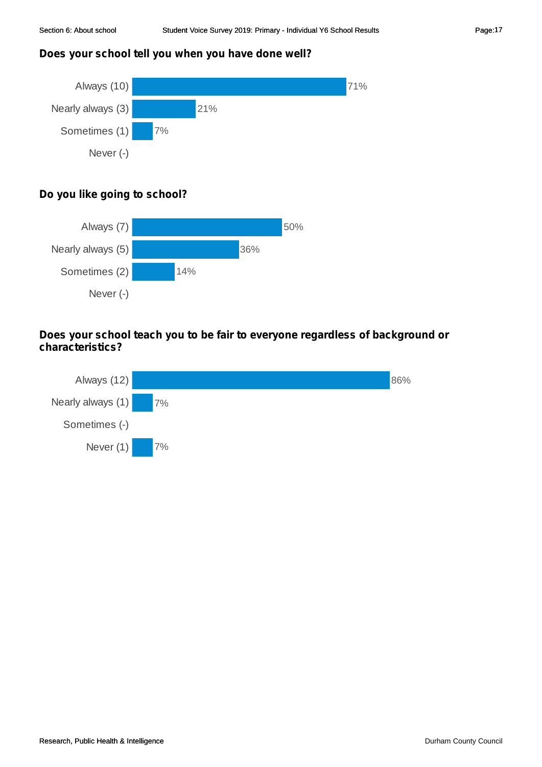### Does your school tell you when you have done well?

Always (10) 71%
Nearly always (3) 21%
Sometimes (1) 7%
Never (-)

### Do you like going to school?

Always (7) 50%
Nearly always (5) 36%
Sometimes (2) 14%
Never (-)

### Does your school teach you to be fair to everyone regardless of background or characteristics?

Always (12) 86%
Nearly always (1) 7%
Sometimes (-)
Never (1) 7%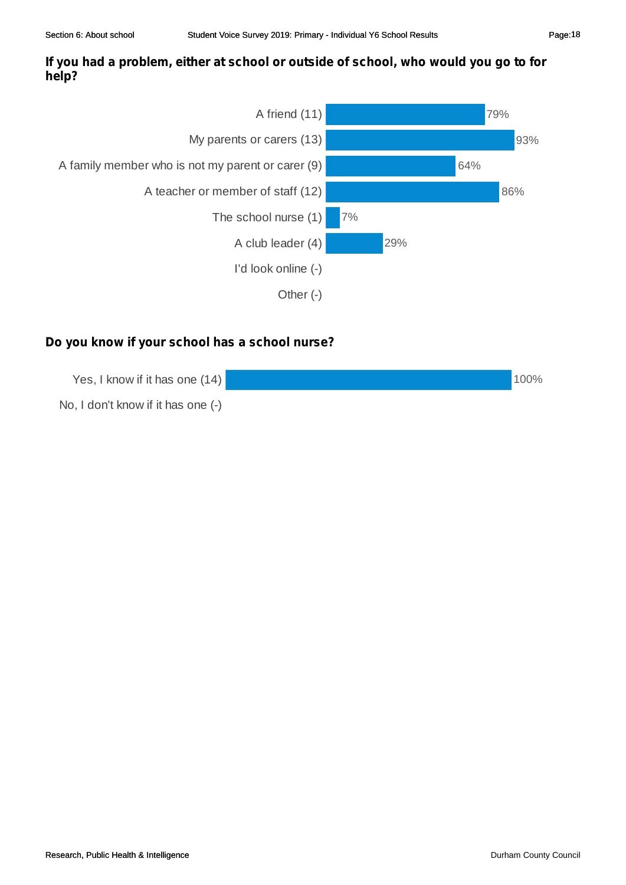**If you had a problem, either at school or outside of school, who would you go to for help?**

A friend (11) 79%
My parents or carers (13) 93%
A family member who is not my parent or carer (9) 64%
A teacher or member of staff (12) 86%
The school nurse (1) 7%
A club leader (4) 29%
I'd look online (-)
Other (-)

**Do you know if your school has a school nurse?**

Yes, I know if it has one (14) 100%
No, I don't know if it has one (-)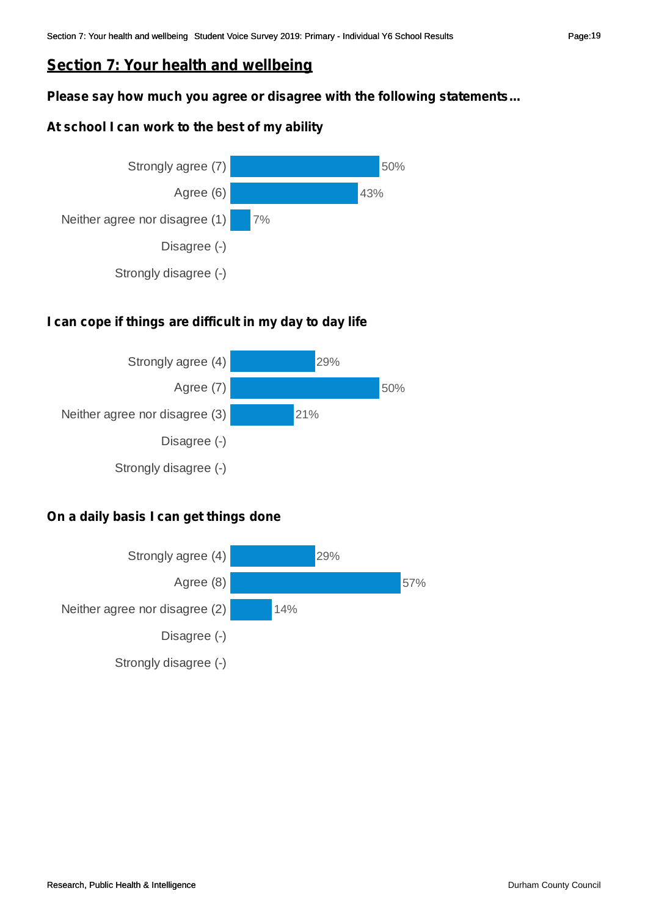## Section 7: Your health and wellbeing

**Please say how much you agree or disagree with the following statements...**

### At school I can work to the best of my ability

Strongly agree (7) 50%
Agree (6) 43%
Neither agree nor disagree (1) 7%
Disagree (-)
Strongly disagree (-)

### I can cope if things are difficult in my day to day life

Strongly agree (4) 29%
Agree (7) 50%
Neither agree nor disagree (3) 21%
Disagree (-)
Strongly disagree (-)

### On a daily basis I can get things done

Strongly agree (4) 29%
Agree (8) 57%
Neither agree nor disagree (2) 14%
Disagree (-)
Strongly disagree (-)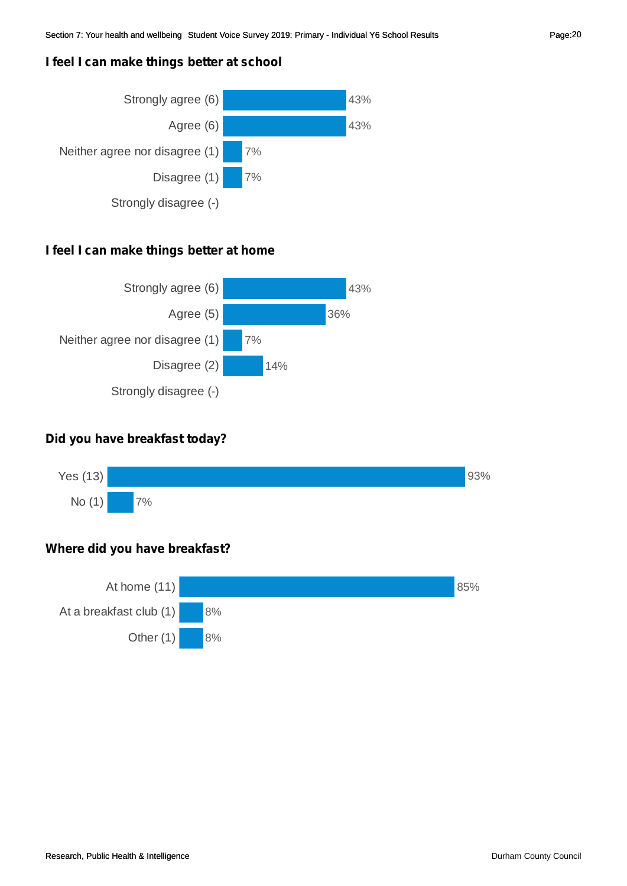### I feel I can make things better at school

Strongly agree (6) 43%
Agree (6) 43%
Neither agree nor disagree (1) 7%
Disagree (1) 7%
Strongly disagree (-)

### I feel I can make things better at home

Strongly agree (6) 43%
Agree (5) 36%
Neither agree nor disagree (1) 7%
Disagree (2) 14%
Strongly disagree (-)

### Did you have breakfast today?

Yes (13) 93%
No (1) 7%

### Where did you have breakfast?

At home (11) 85%
At a breakfast club (1) 8%
Other (1) 8%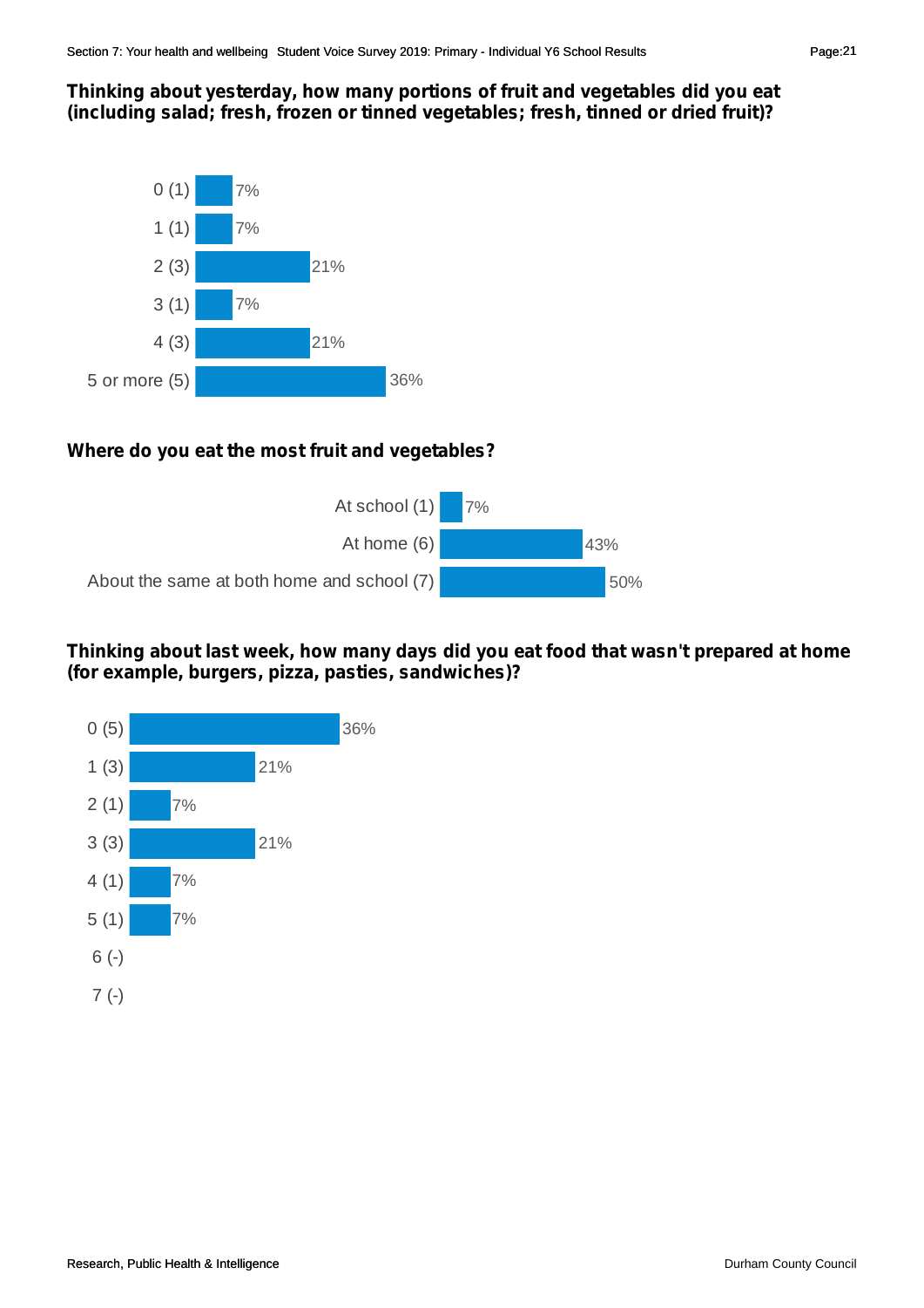**Thinking about yesterday, how many portions of fruit and vegetables did you eat (including salad; fresh, frozen or tinned vegetables; fresh, tinned or dried fruit)?**

0 (1) 7%
1 (1) 7%
2 (3) 21%
3 (1) 7%
4 (3) 21%
5 or more (5) 36%

**Where do you eat the most fruit and vegetables?**

At school (1) 7%
At home (6) 43%
About the same at both home and school (7) 50%

**Thinking about last week, how many days did you eat food that wasn't prepared at home (for example, burgers, pizza, pasties, sandwiches)?**

0 (5) 36%
1 (3) 21%
2 (1) 7%
3 (3) 21%
4 (1) 7%
5 (1) 7%
6 (-)
7 (-)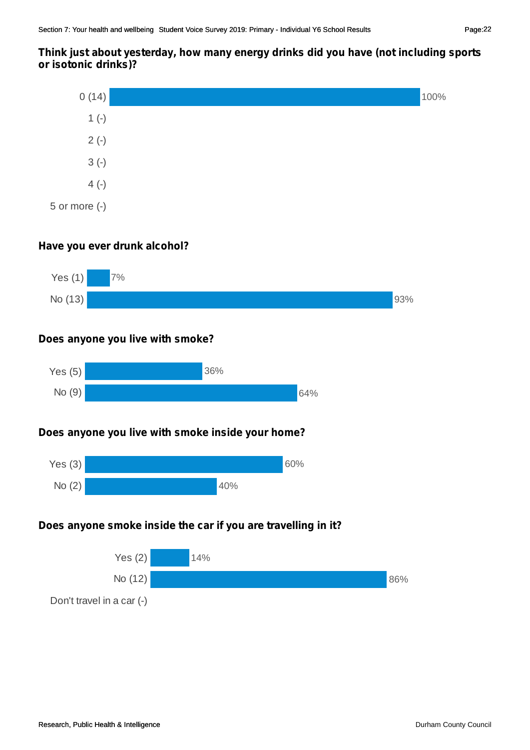### Think just about yesterday, how many energy drinks did you have (not including sports or isotonic drinks)?

0 (14) 100%
1 (-)
2 (-)
3 (-)
4 (-)
5 or more (-)

### Have you ever drunk alcohol?

Yes (1) 7%
No (13) 93%

### Does anyone you live with smoke?

Yes (5) 36%
No (9) 64%

### Does anyone you live with smoke inside your home?

Yes (3) 60%
No (2) 40%

### Does anyone smoke inside the car if you are travelling in it?

Yes (2) 14%
No (12) 86%
Don't travel in a car (-)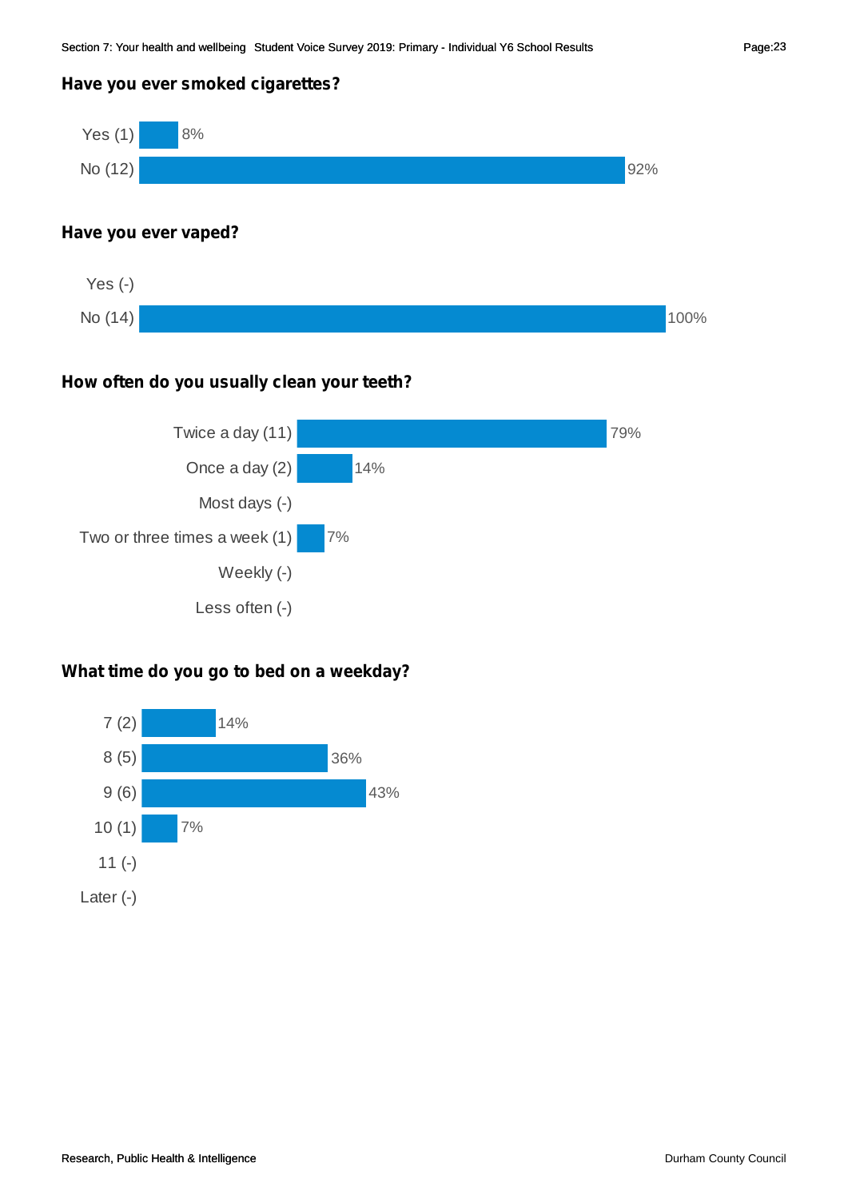## Have you ever smoked cigarettes?

Yes (1) 8%

No (12) 92%

## Have you ever vaped?

Yes (-)

No (14) 100%

## How often do you usually clean your teeth?

Twice a day (11) 79%

Once a day (2) 14%

Most days (-)

Two or three times a week (1) 7%

Weekly (-)

Less often (-)

## What time do you go to bed on a weekday?

7 (2) 14%

8 (5) 36%

9 (6) 43%

10 (1) 7%

11 (-)

Later (-)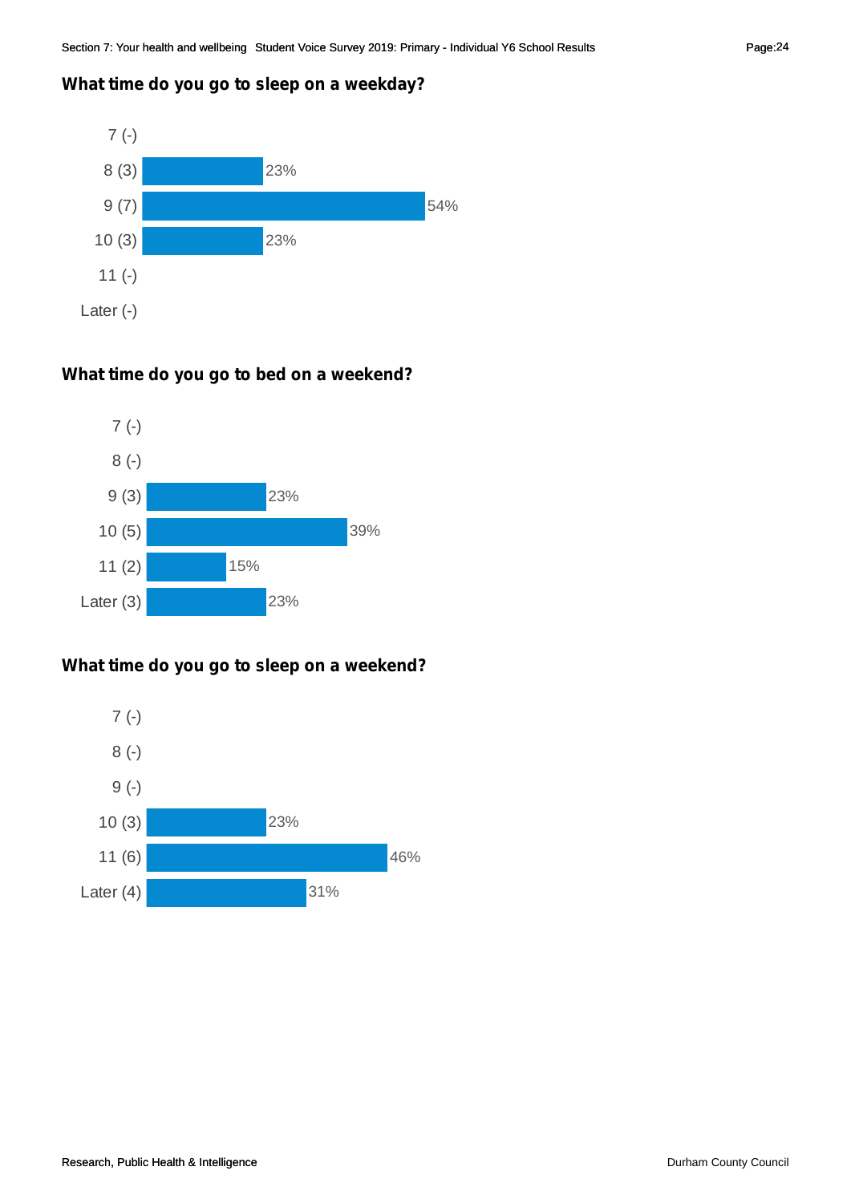### What time do you go to sleep on a weekday?

7 (-)
8 (3) 23%
9 (7) 54%
10 (3) 23%
11 (-)
Later (-)

### What time do you go to bed on a weekend?

7 (-)
8 (-)
9 (3) 23%
10 (5) 39%
11 (2) 15%
Later (3) 23%

### What time do you go to sleep on a weekend?

7 (-)
8 (-)
9 (-)
10 (3) 23%
11 (6) 46%
Later (4) 31%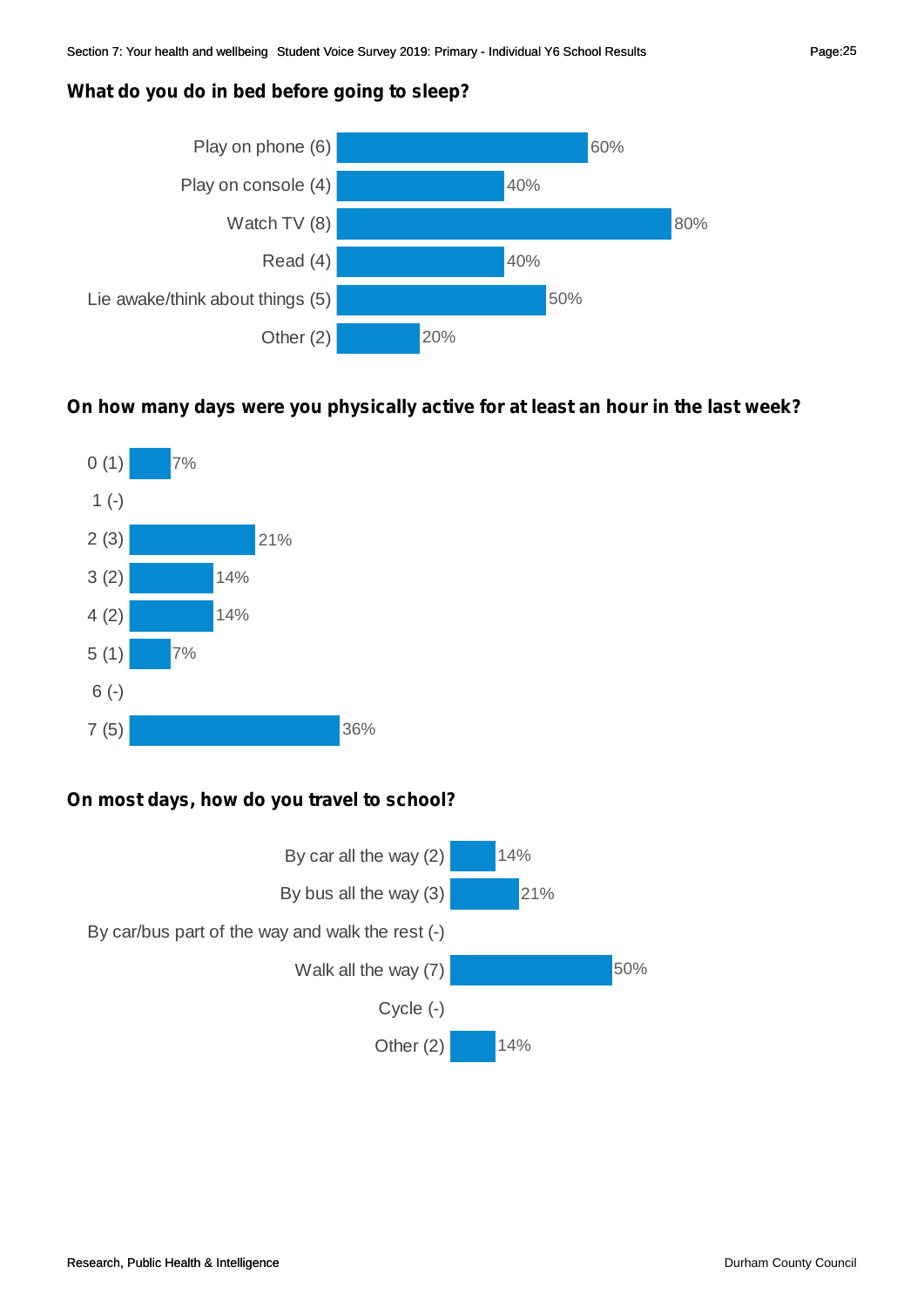### What do you do in bed before going to sleep?

Play on phone (6) 60%
Play on console (4) 40%
Watch TV (8) 80%
Read (4) 40%
Lie awake/think about things (5) 50%
Other (2) 20%

### On how many days were you physically active for at least an hour in the last week?

0 (1) 7%
1 (-)
2 (3) 21%
3 (2) 14%
4 (2) 14%
5 (1) 7%
6 (-)
7 (5) 36%

### On most days, how do you travel to school?

By car all the way (2) 14%
By bus all the way (3) 21%
By car/bus part of the way and walk the rest (-)
Walk all the way (7) 50%
Cycle (-)
Other (2) 14%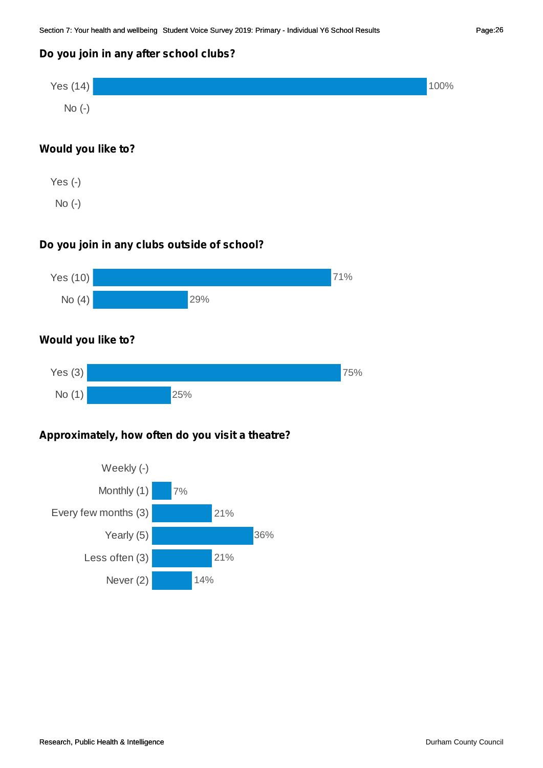## Do you join in any after school clubs?

Yes (14) 100%

No (-)

## Would you like to?

Yes (-)

No (-)

## Do you join in any clubs outside of school?

Yes (10) 71%

No (4) 29%

## Would you like to?

Yes (3) 75%

No (1) 25%

## Approximately, how often do you visit a theatre?

Weekly (-)

Monthly (1) 7%

Every few months (3) 21%

Yearly (5) 36%

Less often (3) 21%

Never (2) 14%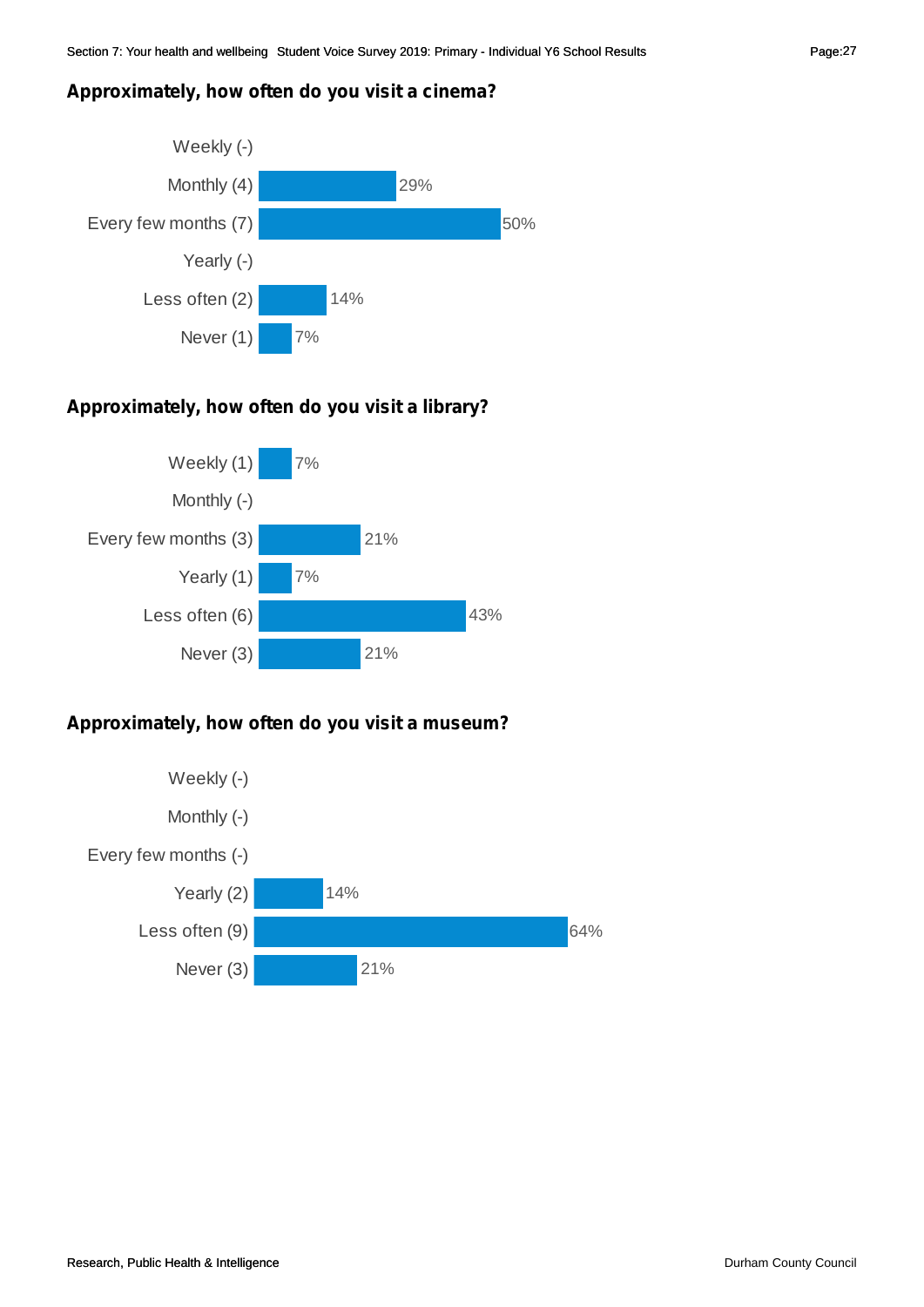## Approximately, how often do you visit a cinema?

Weekly (-)
Monthly (4) 29%
Every few months (7) 50%
Yearly (-)
Less often (2) 14%
Never (1) 7%

## Approximately, how often do you visit a library?

Weekly (1) 7%
Monthly (-)
Every few months (3) 21%
Yearly (1) 7%
Less often (6) 43%
Never (3) 21%

## Approximately, how often do you visit a museum?

Weekly (-)
Monthly (-)
Every few months (-)
Yearly (2) 14%
Less often (9) 64%
Never (3) 21%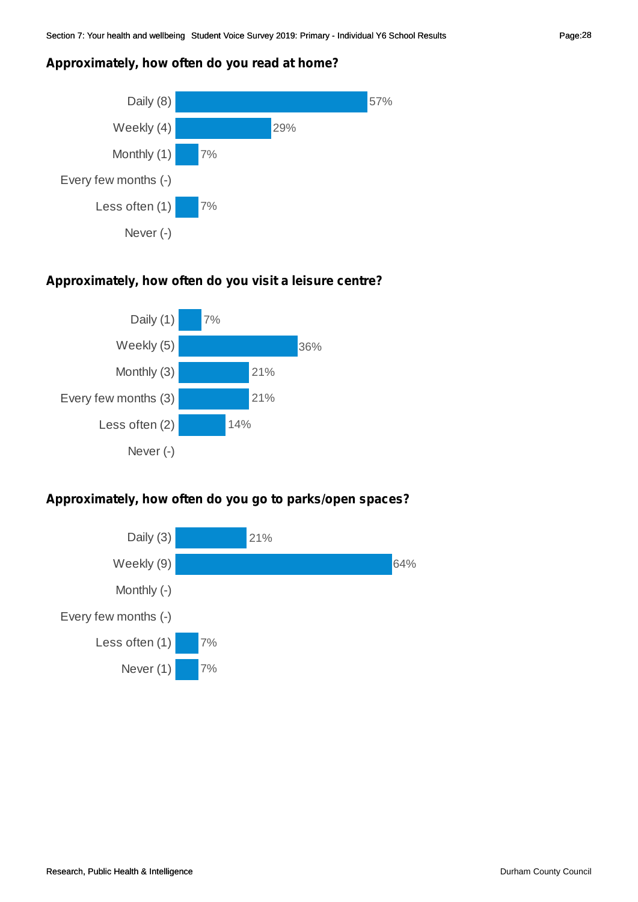### Approximately, how often do you read at home?

Daily (8) 57%
Weekly (4) 29%
Monthly (1) 7%
Every few months (-)
Less often (1) 7%
Never (-)

### Approximately, how often do you visit a leisure centre?

Daily (1) 7%
Weekly (5) 36%
Monthly (3) 21%
Every few months (3) 21%
Less often (2) 14%
Never (-)

### Approximately, how often do you go to parks/open spaces?

Daily (3) 21%
Weekly (9) 64%
Monthly (-)
Every few months (-)
Less often (1) 7%
Never (1) 7%